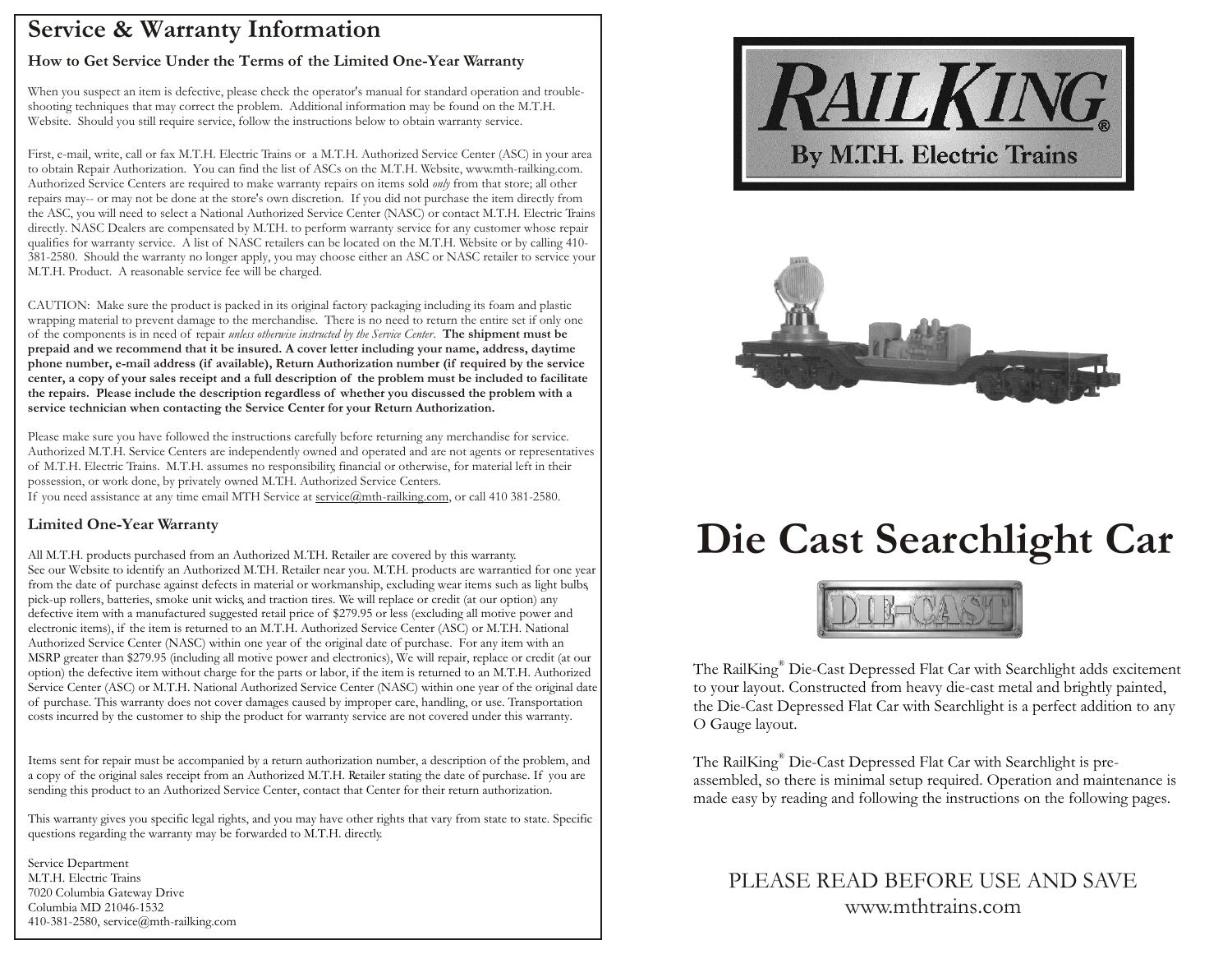## Service & Warranty Information

### How to Get Service Under the Terms of the Limited One-Year Warranty

When you suspect an item is defective, please check the operator's manual for standard operation and trouble-shooting techniques that may correct the problem. Additional information may be found on the M.T.H. Website. Should you still require service, follow the instructions below to obtain warranty service.

First, e-mail, write, call or fax M.T.H. Electric Trains or a M.T.H. Authorized Service Center (ASC) in your area to obtain Repair Authorization. You can find the list of ASCs on the M.T.H. Website, www.mth-railking.com. Authorized Service Centers are required to make warranty repairs on items sold *only* from that store; all other repairs may-- or may not be done at the store's own discretion. If you did not purchase the item directly from the ASC, you will need to select a National Authorized Service Center (NASC) or contact M.T.H. Electric Trains directly. NASC Dealers are compensated by M.T.H. to perform warranty service for any customer whose repair qualifies for warranty service. A list of NASC retailers can be located on the M.T.H. Website or by calling 410-381-2580. Should the warranty no longer apply, you may choose either an ASC or NASC retailer to service your M.T.H. Product. A reasonable service fee will be charged.

CAUTION: Make sure the product is packed in its original factory packaging including its foam and plastic wrapping material to prevent damage to the merchandise. There is no need to return the entire set if only one of the components is in need of repair *unless otherwise instructed by the Service Center*. **The shipment must be prepaid and we recommend that it be insured. A cover letter including your name, address, daytime phone number, e-mail address (if available), Return Authorization number (if required by the service center, a copy of your sales receipt and a full description of the problem must be included to facilitate the repairs. Please include the description regardless of whether you discussed the problem with a service technician when contacting the Service Center for your Return Authorization.**

Please make sure you have followed the instructions carefully before returning any merchandise for service. Authorized M.T.H. Service Centers are independently owned and operated and are not agents or representatives of M.T.H. Electric Trains. M.T.H. assumes no responsibility, financial or otherwise, for material left in their possession, or work done, by privately owned M.T.H. Authorized Service Centers.
If you need assistance at any time email MTH Service at service@mth-railking.com, or call 410 381-2580.

### Limited One-Year Warranty

All M.T.H. products purchased from an Authorized M.T.H. Retailer are covered by this warranty.
See our Website to identify an Authorized M.T.H. Retailer near you. M.T.H. products are warrantied for one year from the date of purchase against defects in material or workmanship, excluding wear items such as light bulbs, pick-up rollers, batteries, smoke unit wicks, and traction tires. We will replace or credit (at our option) any defective item with a manufactured suggested retail price of $279.95 or less (excluding all motive power and electronic items), if the item is returned to an M.T.H. Authorized Service Center (ASC) or M.T.H. National Authorized Service Center (NASC) within one year of the original date of purchase. For any item with an MSRP greater than $279.95 (including all motive power and electronics), We will repair, replace or credit (at our option) the defective item without charge for the parts or labor, if the item is returned to an M.T.H. Authorized Service Center (ASC) or M.T.H. National Authorized Service Center (NASC) within one year of the original date of purchase. This warranty does not cover damages caused by improper care, handling, or use. Transportation costs incurred by the customer to ship the product for warranty service are not covered under this warranty.

Items sent for repair must be accompanied by a return authorization number, a description of the problem, and a copy of the original sales receipt from an Authorized M.T.H. Retailer stating the date of purchase. If you are sending this product to an Authorized Service Center, contact that Center for their return authorization.

This warranty gives you specific legal rights, and you may have other rights that vary from state to state. Specific questions regarding the warranty may be forwarded to M.T.H. directly.

Service Department
M.T.H. Electric Trains
7020 Columbia Gateway Drive
Columbia MD 21046-1532
410-381-2580, service@mth-railking.com

RailKing® By M.T.H. Electric Trains

# Die Cast Searchlight Car

DIE-CAST

The RailKing® Die-Cast Depressed Flat Car with Searchlight adds excitement to your layout. Constructed from heavy die-cast metal and brightly painted, the Die-Cast Depressed Flat Car with Searchlight is a perfect addition to any O Gauge layout.

The RailKing® Die-Cast Depressed Flat Car with Searchlight is pre-assembled, so there is minimal setup required. Operation and maintenance is made easy by reading and following the instructions on the following pages.

PLEASE READ BEFORE USE AND SAVE
www.mthtrains.com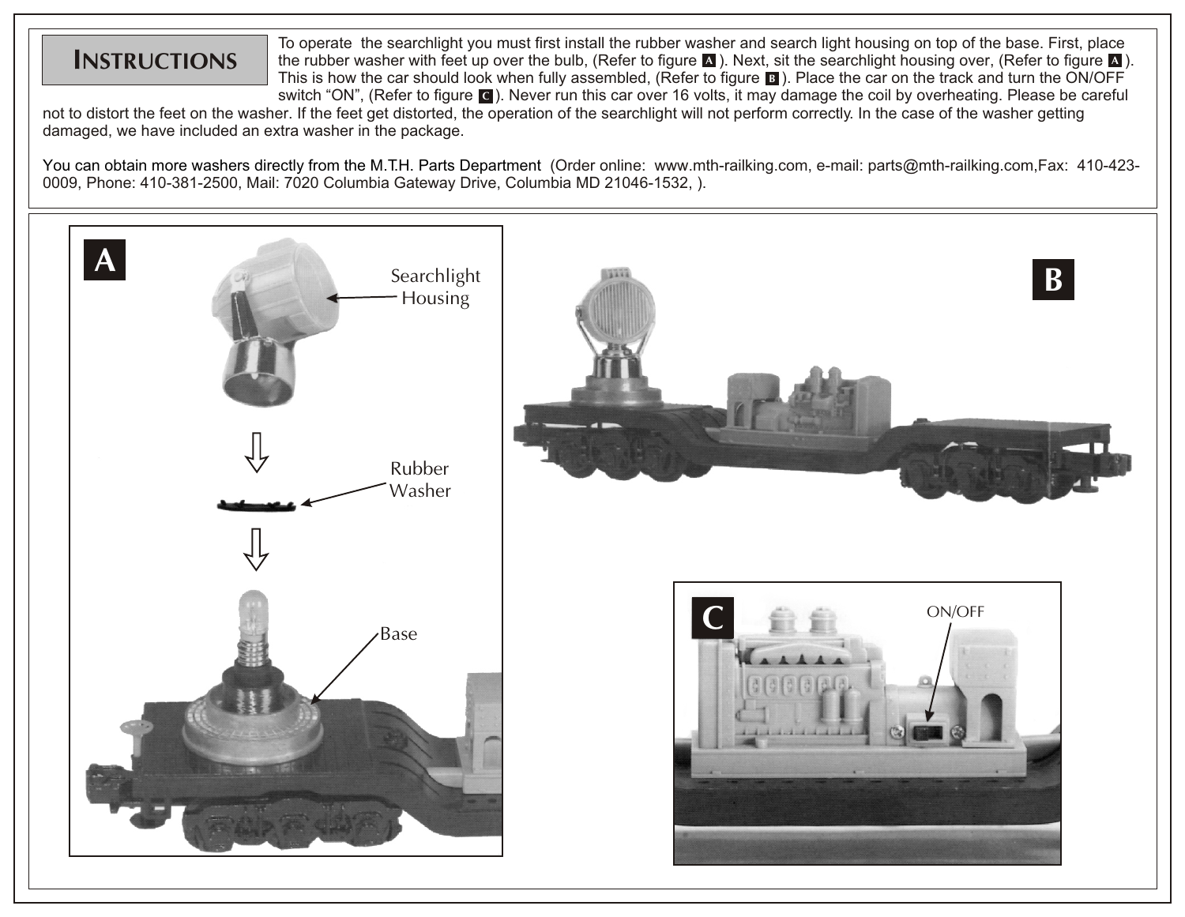## INSTRUCTIONS

To operate the searchlight you must first install the rubber washer and search light housing on top of the base. First, place the rubber washer with feet up over the bulb, (Refer to figure A). Next, sit the searchlight housing over, (Refer to figure A). This is how the car should look when fully assembled, (Refer to figure B). Place the car on the track and turn the ON/OFF switch "ON", (Refer to figure C). Never run this car over 16 volts, it may damage the coil by overheating. Please be careful not to distort the feet on the washer. If the feet get distorted, the operation of the searchlight will not perform correctly. In the case of the washer getting damaged, we have included an extra washer in the package.

You can obtain more washers directly from the M.T.H. Parts Department (Order online: www.mth-railking.com, e-mail: parts@mth-railking.com,Fax: 410-423-0009, Phone: 410-381-2500, Mail: 7020 Columbia Gateway Drive, Columbia MD 21046-1532, ).

A

Searchlight Housing

Rubber Washer

Base

B

C

ON/OFF